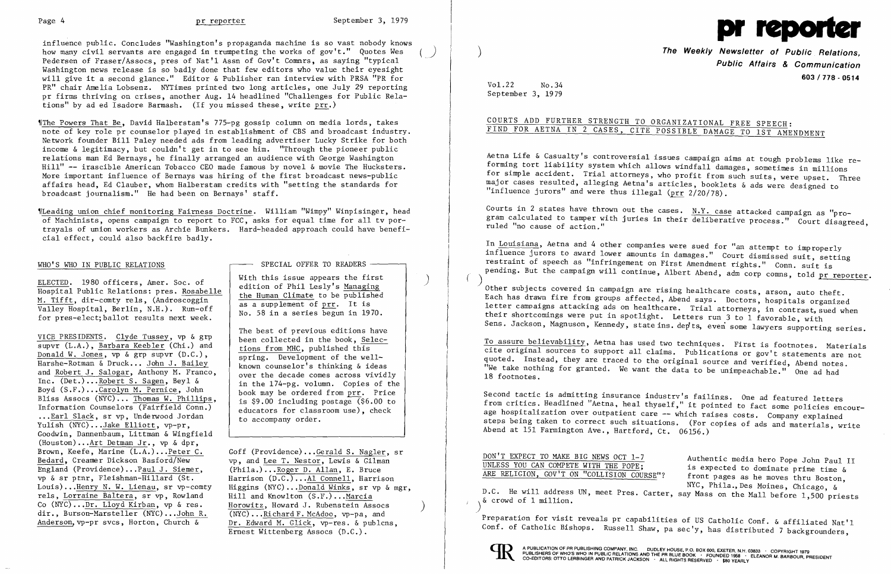influence public. Concludes "Washington's propaganda machine is so vast nobody knows how many civil servants are engaged in trumpeting the works of gov't." Quotes Wes Pedersen of Fraser/Assocs, pres of Nat'l Assn of Gov't Comnrs, as saying "typical Washington news release is so badly done that few editors who value their eyesight will give it a second glance." Editor & Publisher ran interview with PRSA "PR for PR" chair Amelia Lobsenz. NYTimes printed two long articles, one July 29 reporting pr firms thriving on crises, another Aug. 14 headlined "Challenges for Public Relations" by ad ed Isadore Barmash. (If you missed these, write prr.)

¶The Powers That Be, David Halberstam's 775-pg gossip column on media lords, takes note of key role pr counselor played in establishment of CBS and broadcast industry. Network founder Bill Paley needed ads from leading advertiser Lucky Strike for both income & legitimacy, but couldn't get in to see him. "Through the pioneer public relations man Ed Bernays, he finally arranged an audience with George Washington Hill" -- irascible American Tobacco CEO made famous by novel & movie The Hucksters. More important influence of Bernays was hiring of the first broadcast news-public affairs head, Ed Clauber, whom Halberstam credits with "setting the standards for broadcast journalism." He had been on Bernays' staff.

¶Leading union chief monitoring Fairness Doctrine. William "Wimpy" Winpisinger, head of Machinists, opens campaign to report to FCC, asks for equal time for all tv portrayals of union workers as Archie Bunkers. Hard-headed approach could have beneficial effect, could also backfire badly.

## WHO'S WHO IN PUBLIC RELATIONS

ELECTED. 1980 officers, Amer. Soc. of Hospital Public Relations: pres. Rosabelle M. Tifft, dir-comty rels, (Androscoggin Valley Hospital, Berlin, N.H.). Run-off for pres-elect; ballot results next week.

VICE PRESIDENTS. Clyde Tussey, vp & grp supvr (L.A.), Barbara Keebler (Chi.) and Donald W. Jones, vp & grp supvr (D.C.), Harshe-Rotman & Druck... John J. Bailey and Robert J. Salogar, Anthony M. Franco, Inc. (Det.)...Robert S. Sagen, Beyl & Boyd (S.F.)...Carolyn M. Pernice, John Bliss Assocs (NYC)... Thomas W. Phillips, Information Counselors (Fairfield Conn.) ...Earl Slack, sr vp, Underwood Jordan Yulish (NYC)...Jake Elliott, vp-pr, Goodwin, Dannenbaum, Littman & Wingfield (Houston)...Art Detman Jr., vp & dpr, Brown, Keefe, Marine (L.A.)...Peter C. Bedard, Creamer Dickson Basford/New England (Providence)...Paul J. Siemer, vp & sr ptnr, Fleishman-Hillard (St. Louis)...Henry N. W. Lienau, sr vp-comty rels, Lorraine Baltera, sr vp, Rowland Co (NYC)...Dr. Lloyd Kirban, vp & res. dir., Burson-Marsteller (NYC)...John R. Anderson, vp-pr svcs, Horton, Church & Goff (Providence)...Gerald S. Nagler, sr vp, and Lee T. Nestor, Lewis & Gilman (Phila.)...Roger D. Allan, & E. Bruce Harrison (D.C.)...Al Connell, Harrison Higgins (NYC)...Donald Winks, sr vp & mgr, Hill and Knowlton (S.F.)...Marcia Horowitz, Howard J. Rubenstein Assocs (NYC)...Richard F. McAdoo, vp-pa, and Dr. Edward M. Glick, vp-res. & publcns, Ernest Wittenberg Assocs (D.C.).

### SPECIAL OFFER TO READERS

With this issue appears the first edition of Phil Lesly's Managing the Human Climate to be published as a supplement of prr. It is No. 58 in a series begun in 1970.

The best of previous editions have been collected in the book, Selections from MHC, published this spring. Development of the well-known counselor's thinking & ideas over the decade comes across vividly in the 174-pg. volumn. Copies of the book may be ordered from prr. Price is $9.00 including postage ($6.00 to educators for classroom use), check to accompany order.

# pr reporter

**The Weekly Newsletter of Public Relations, Public Affairs & Communication**

603 / 778 - 0514

Vol.22 No.34
September 3, 1979

## COURTS ADD FURTHER STRENGTH TO ORGANIZATIONAL FREE SPEECH: FIND FOR AETNA IN 2 CASES, CITE POSSIBLE DAMAGE TO 1ST AMENDMENT

Aetna Life & Casualty's controversial issues campaign aims at tough problems like reforming tort liability system which allows windfall damages, sometimes in millions for simple accident. Trial attorneys, who profit from such suits, were upset. Three major cases resulted, alleging Aetna's articles, booklets & ads were designed to "influence jurors" and were thus illegal (prr 2/20/78).

Courts in 2 states have thrown out the cases. N.Y. case attacked campaign as "program calculated to tamper with juries in their deliberative process." Court disagreed, ruled "no cause of action."

In Louisiana, Aetna and 4 other companies were sued for "an attempt to improperly influence jurors to award lower amounts in damages." Court dismissed suit, setting restraint of speech as "infringement on First Amendment rights." Conn. suit is pending. But the campaign will continue, Albert Abend, adm corp comns, told pr reporter.

Other subjects covered in campaign are rising healthcare costs, arson, auto theft. Each has drawn fire from groups affected, Abend says. Doctors, hospitals organized letter campaigns attacking ads on healthcare. Trial attorneys, in contrast, sued when their shortcomings were put in spotlight. Letters run 3 to 1 favorable, with Sens. Jackson, Magnuson, Kennedy, state ins. dep'ts, even some lawyers supporting series.

To assure believability, Aetna has used two techniques. First is footnotes. Materials cite original sources to support all claims. Publications or gov't statements are not quoted. Instead, they are traced to the original source and verified, Abend notes. "We take nothing for granted. We want the data to be unimpeachable." One ad had 18 footnotes.

Second tactic is admitting insurance industry's failings. One ad featured letters from critics. Headlined "Aetna, heal thyself," it pointed to fact some policies encourage hospitalization over outpatient care -- which raises costs. Company explained steps being taken to correct such situations. (For copies of ads and materials, write Abend at 151 Farmington Ave., Hartford, Ct. 06156.)

## DON'T EXPECT TO MAKE BIG NEWS OCT 1-7 UNLESS YOU CAN COMPETE WITH THE POPE; ARE RELIGION, GOV'T ON "COLLISION COURSE"?

Authentic media hero Pope John Paul II is expected to dominate prime time & front pages as he moves thru Boston, NYC, Phila., Des Moines, Chicago, & D.C. He will address UN, meet Pres. Carter, say Mass on the Mall before 1,500 priests & crowd of 1 million.

Preparation for visit reveals pr capabilities of US Catholic Conf. & affiliated Nat'l Conf. of Catholic Bishops. Russell Shaw, pa sec'y, has distributed 7 backgrounders,

A PUBLICATION OF PR PUBLISHING COMPANY, INC. DUDLEY HOUSE, P.O. BOX 600, EXETER, N.H. 03833 · COPYRIGHT 1979
PUBLISHERS OF WHO'S WHO IN PUBLIC RELATIONS AND THE PR BLUE BOOK · FOUNDED 1958 · ELEANOR M. BARBOUR, PRESIDENT
CO-EDITORS: OTTO LERBINGER AND PATRICK JACKSON · ALL RIGHTS RESERVED · $80 YEARLY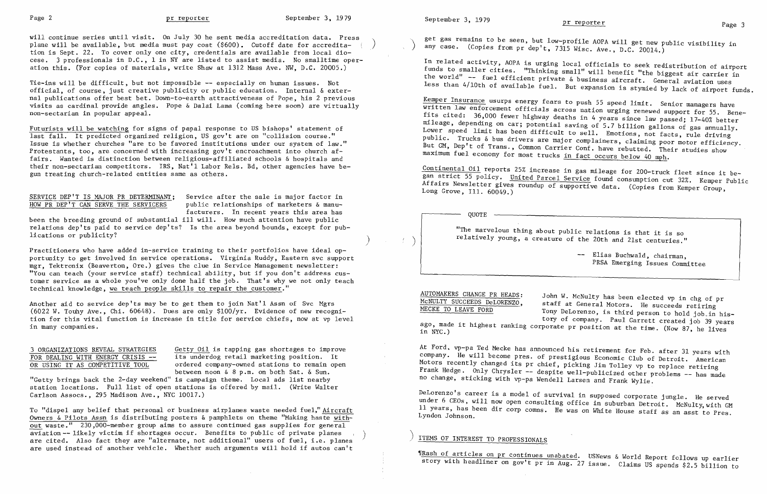will continue series until visit. On July 30 he sent media accreditation data. Press plane will be available, but media must pay cost ($600). Cutoff date for accreditation is Sept. 22. To cover only one city, credentials are available from local diocese. 3 professionals in D.C., 1 in NY are listed to assist media. No smalltime operation this. (For copies of materials, write Shaw at 1312 Mass Ave. NW, D.C. 20005.)

Tie-ins will be difficult, but not impossible -- especially on human issues. Not official, of course, just creative publicity or public education. Internal & external publications offer best bet. Down-to-earth attractiveness of Pope, his 2 previous visits as cardinal provide angles. Pope & Dalai Lama (coming here soon) are virtually non-sectarian in popular appeal.

Futurists will be watching for signs of papal response to US bishops' statement of last fall. It predicted organized religion, US gov't are on "collision course." Issue is whether churches "are to be favored institutions under our system of law." Protestants, too, are concerned with increasing gov't encroachment into church affairs. Wanted is distinction between religious-affiliated schools & hospitals and their non-sectarian competitors. IRS, Nat'l Labor Rels. Bd, other agencies have begun treating church-related entities same as others.

SERVICE DEP'T IS MAJOR PR DETERMINANT; HOW PR DEP'T CAN SERVE THE SERVICERS

Service after the sale is major factor in public relationships of marketers & manufacturers. In recent years this area has been the breeding ground of substantial ill will. How much attention have public relations dep'ts paid to service dep'ts? Is the area beyond bounds, except for publications or publicity?

Practitioners who have added in-service training to their portfolios have ideal opportunity to get involved in service operations. Virginia Ruddy, Eastern svc support mgr, Tektronix (Beaverton, Ore.) gives the clue in Service Management newsletter: "You can teach (your service staff) technical ability, but if you don't address customer service as a whole you've only done half the job. That's why we not only teach technical knowledge, we teach people skills to repair the customer."

Another aid to service dep'ts may be to get them to join Nat'l Assn of Svc Mgrs (6022 W. Touhy Ave., Chi. 60648). Dues are only $100/yr. Evidence of new recognition for this vital function is increase in title for service chiefs, now at vp level in many companies.

3 ORGANIZATIONS REVEAL STRATEGIES FOR DEALING WITH ENERGY CRISIS -- OR USING IT AS COMPETITIVE TOOL

Getty Oil is tapping gas shortages to improve its underdog retail marketing position. It ordered company-owned stations to remain open between noon & 8 p.m. on both Sat. & Sun. "Getty brings back the 2-day weekend" is campaign theme. Local ads list nearby station locations. Full list of open stations is offered by mail. (Write Walter Carlson Assocs., 295 Madison Ave., NYC 10017.)

To "dispel any belief that personal or business airplanes waste needed fuel," Aircraft Owners & Pilots Assn is distributing posters & pamphlets on theme "Making haste without waste." 230,000-member group aims to assure continued gas supplies for general aviation -- likely victim if shortages occur. Benefits to public of private planes are cited. Also fact they are "alternate, not additional" users of fuel, i.e. planes are used instead of another vehicle. Whether such arguments will hold if autos can't get gas remains to be seen, but low-profile AOPA will get new public visibility in any case. (Copies from pr dep't, 7315 Wisc. Ave., D.C. 20014.)

In related activity, AOPA is urging local officials to seek redistribution of airport funds to smaller cities. "Thinking small" will benefit "the biggest air carrier in the world" -- fuel efficient private & business aircraft. General aviation uses less than 4/10th of available fuel. But expansion is stymied by lack of airport funds.

Kemper Insurance usurps energy fears to push 55 speed limit. Senior managers have written law enforcement officials across nation urging renewed support for 55. Benefits cited: 36,000 fewer highway deaths in 4 years since law passed; 17-40% better mileage, depending on car; potential saving of 5.7 billion gallons of gas annually. Lower speed limit has been difficult to sell. Emotions, not facts, rule driving public. Trucks & bus drivers are major complainers, claiming poor motor efficiency. But GM, Dep't of Trans., Common Carrier Conf. have rebutted. Their studies show maximum fuel economy for most trucks in fact occurs below 40 mph.

Continental Oil reports 25% increase in gas mileage for 200-truck fleet since it began strict 55 policy. United Parcel Service found consumption cut 32%. Kemper Public Affairs Newsletter gives roundup of supportive data. (Copies from Kemper Group, Long Grove, Ill. 60049.)

QUOTE

"The marvelous thing about public relations is that it is so relatively young, a creature of the 20th and 21st centuries."

-- Elias Buchwald, chairman, PRSA Emerging Issues Committee

AUTOMAKERS CHANGE PR HEADS: McNULTY SUCCEEDS DeLORENZO, MECKE TO LEAVE FORD

John W. McNulty has been elected vp in chg of pr staff at General Motors. He succeeds retiring Tony DeLorenzo, is third person to hold job in history of company. Paul Garrett created job 39 years ago, made it highest ranking corporate pr position at the time. (Now 87, he lives in NYC.)

At Ford, vp-pa Ted Mecke has announced his retirement for Feb. after 31 years with company. He will become pres. of prestigious Economic Club of Detroit. American Motors recently changed its pr chief, picking Jim Tolley vp to replace retiring Frank Hedge. Only Chrysler -- despite well-publicized other problems -- has made no change, sticking with vp-pa Wendell Larsen and Frank Wylie.

DeLorenzo's career is a model of survival in supposed corporate jungle. He served under 6 CEOs, will now open consulting office in suburban Detroit. McNulty, with GM 11 years, has been dir corp comns. He was on White House staff as an asst to Pres. Lyndon Johnson.

## ITEMS OF INTEREST TO PROFESSIONALS

¶Rash of articles on pr continues unabated. USNews & World Report follows up earlier story with headliner on gov't pr in Aug. 27 issue. Claims US spends $2.5 billion to